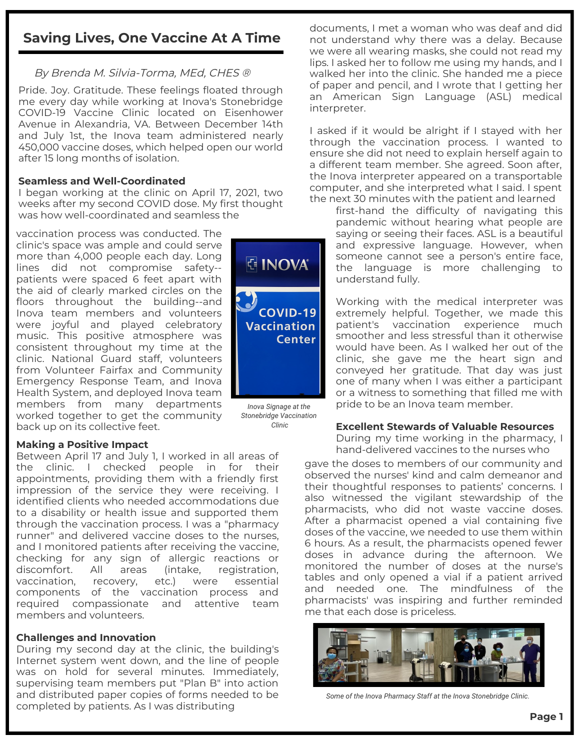# Saving Lives, One Vaccine At A Time

*By Brenda M. Silvia-Torma, MEd, CHES ®*

Pride. Joy. Gratitude. These feelings floated through me every day while working at Inova's Stonebridge COVID-19 Vaccine Clinic located on Eisenhower Avenue in Alexandria, VA. Between December 14th and July 1st, the Inova team administered nearly 450,000 vaccine doses, which helped open our world after 15 long months of isolation.

**Seamless and Well-Coordinated**

I began working at the clinic on April 17, 2021, two weeks after my second COVID dose. My first thought was how well-coordinated and seamless the vaccination process was conducted. The clinic's space was ample and could serve more than 4,000 people each day. Long lines did not compromise safety--patients were spaced 6 feet apart with the aid of clearly marked circles on the floors throughout the building--and Inova team members and volunteers were joyful and played celebratory music. This positive atmosphere was consistent throughout my time at the clinic. National Guard staff, volunteers from Volunteer Fairfax and Community Emergency Response Team, and Inova Health System, and deployed Inova team members from many departments worked together to get the community back up on its collective feet.

*Inova Signage at the Stonebridge Vaccination Clinic*

**Making a Positive Impact**

Between April 17 and July 1, I worked in all areas of the clinic. I checked people in for their appointments, providing them with a friendly first impression of the service they were receiving. I identified clients who needed accommodations due to a disability or health issue and supported them through the vaccination process. I was a "pharmacy runner" and delivered vaccine doses to the nurses, and I monitored patients after receiving the vaccine, checking for any sign of allergic reactions or discomfort. All areas (intake, registration, vaccination, recovery, etc.) were essential components of the vaccination process and required compassionate and attentive team members and volunteers.

**Challenges and Innovation**

During my second day at the clinic, the building's Internet system went down, and the line of people was on hold for several minutes. Immediately, supervising team members put "Plan B" into action and distributed paper copies of forms needed to be completed by patients. As I was distributing documents, I met a woman who was deaf and did not understand why there was a delay. Because we were all wearing masks, she could not read my lips. I asked her to follow me using my hands, and I walked her into the clinic. She handed me a piece of paper and pencil, and I wrote that I getting her an American Sign Language (ASL) medical interpreter.

I asked if it would be alright if I stayed with her through the vaccination process. I wanted to ensure she did not need to explain herself again to a different team member. She agreed. Soon after, the Inova interpreter appeared on a transportable computer, and she interpreted what I said. I spent the next 30 minutes with the patient and learned first-hand the difficulty of navigating this pandemic without hearing what people are saying or seeing their faces. ASL is a beautiful and expressive language. However, when someone cannot see a person's entire face, the language is more challenging to understand fully.

Working with the medical interpreter was extremely helpful. Together, we made this patient's vaccination experience much smoother and less stressful than it otherwise would have been. As I walked her out of the clinic, she gave me the heart sign and conveyed her gratitude. That day was just one of many when I was either a participant or a witness to something that filled me with pride to be an Inova team member.

**Excellent Stewards of Valuable Resources**

During my time working in the pharmacy, I hand-delivered vaccines to the nurses who gave the doses to members of our community and observed the nurses' kind and calm demeanor and their thoughtful responses to patients' concerns. I also witnessed the vigilant stewardship of the pharmacists, who did not waste vaccine doses. After a pharmacist opened a vial containing five doses of the vaccine, we needed to use them within 6 hours. As a result, the pharmacists opened fewer doses in advance during the afternoon. We monitored the number of doses at the nurse's tables and only opened a vial if a patient arrived and needed one. The mindfulness of the pharmacists' was inspiring and further reminded me that each dose is priceless.

*Some of the Inova Pharmacy Staff at the Inova Stonebridge Clinic.*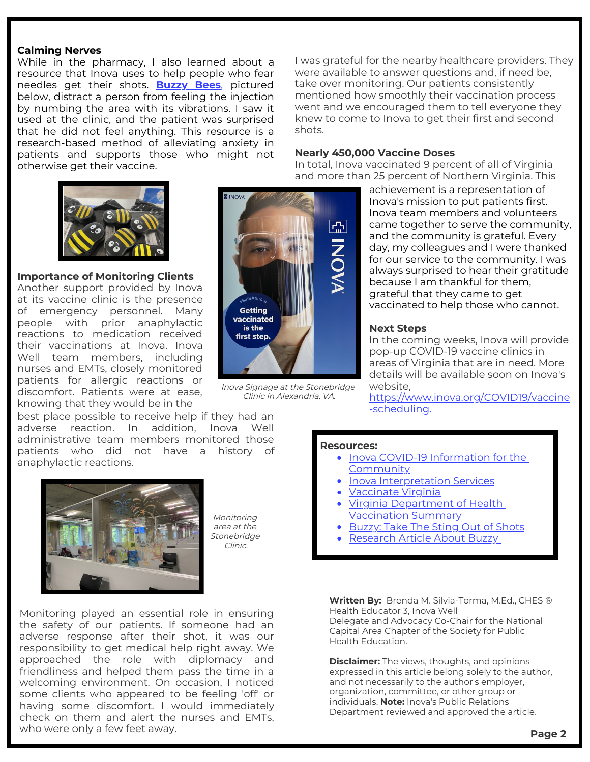### Calming Nerves

While in the pharmacy, I also learned about a resource that Inova uses to help people who fear needles get their shots. **Buzzy Bees**, pictured below, distract a person from feeling the injection by numbing the area with its vibrations. I saw it used at the clinic, and the patient was surprised that he did not feel anything. This resource is a research-based method of alleviating anxiety in patients and supports those who might not otherwise get their vaccine.

### Importance of Monitoring Clients

Another support provided by Inova at its vaccine clinic is the presence of emergency personnel. Many people with prior anaphylactic reactions to medication received their vaccinations at Inova. Inova Well team members, including nurses and EMTs, closely monitored patients for allergic reactions or discomfort. Patients were at ease, knowing that they would be in the best place possible to receive help if they had an adverse reaction. In addition, Inova Well administrative team members monitored those patients who did not have a history of anaphylactic reactions.

Inova Signage at the Stonebridge Clinic in Alexandria, VA.

Monitoring area at the Stonebridge Clinic.

Monitoring played an essential role in ensuring the safety of our patients. If someone had an adverse response after their shot, it was our responsibility to get medical help right away. We approached the role with diplomacy and friendliness and helped them pass the time in a welcoming environment. On occasion, I noticed some clients who appeared to be feeling 'off' or having some discomfort. I would immediately check on them and alert the nurses and EMTs, who were only a few feet away.

I was grateful for the nearby healthcare providers. They were available to answer questions and, if need be, take over monitoring. Our patients consistently mentioned how smoothly their vaccination process went and we encouraged them to tell everyone they knew to come to Inova to get their first and second shots.

### Nearly 450,000 Vaccine Doses

In total, Inova vaccinated 9 percent of all of Virginia and more than 25 percent of Northern Virginia. This achievement is a representation of Inova's mission to put patients first. Inova team members and volunteers came together to serve the community, and the community is grateful. Every day, my colleagues and I were thanked for our service to the community. I was always surprised to hear their gratitude because I am thankful for them, grateful that they came to get vaccinated to help those who cannot.

### Next Steps

In the coming weeks, Inova will provide pop-up COVID-19 vaccine clinics in areas of Virginia that are in need. More details will be available soon on Inova's website, https://www.inova.org/COVID19/vaccine-scheduling.

**Resources:**

- Inova COVID-19 Information for the Community
- Inova Interpretation Services
- Vaccinate Virginia
- Virginia Department of Health Vaccination Summary
- Buzzy: Take The Sting Out of Shots
- Research Article About Buzzy

**Written By:** Brenda M. Silvia-Torma, M.Ed., CHES ®
Health Educator 3, Inova Well
Delegate and Advocacy Co-Chair for the National Capital Area Chapter of the Society for Public Health Education.

**Disclaimer:** The views, thoughts, and opinions expressed in this article belong solely to the author, and not necessarily to the author's employer, organization, committee, or other group or individuals. **Note:** Inova's Public Relations Department reviewed and approved the article.